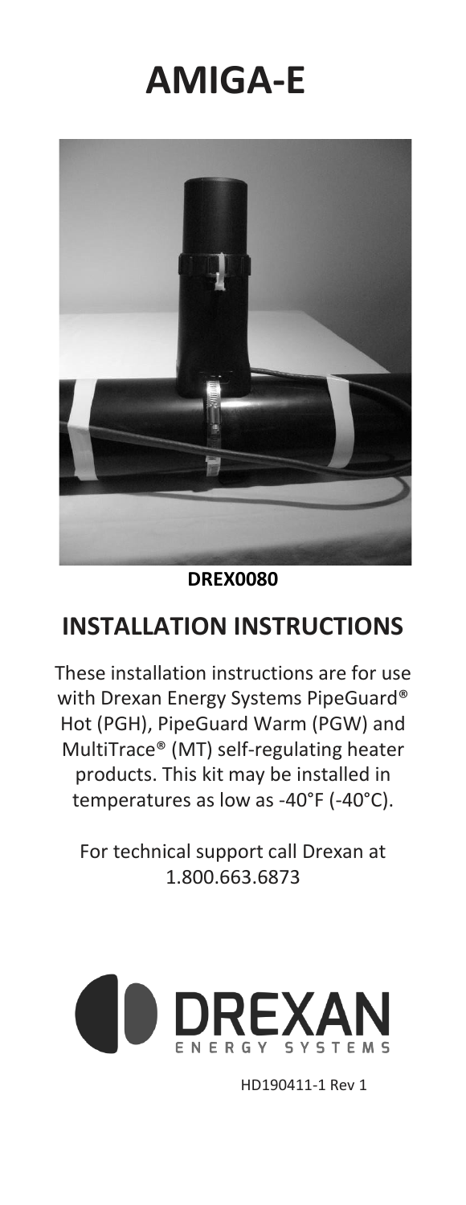# AMIGA-E

**DREX0080**

## INSTALLATION INSTRUCTIONS

These installation instructions are for use with Drexan Energy Systems PipeGuard® Hot (PGH), PipeGuard Warm (PGW) and MultiTrace® (MT) self-regulating heater products. This kit may be installed in temperatures as low as -40°F (-40°C).

For technical support call Drexan at 1.800.663.6873

DREXAN ENERGY SYSTEMS

HD190411-1 Rev 1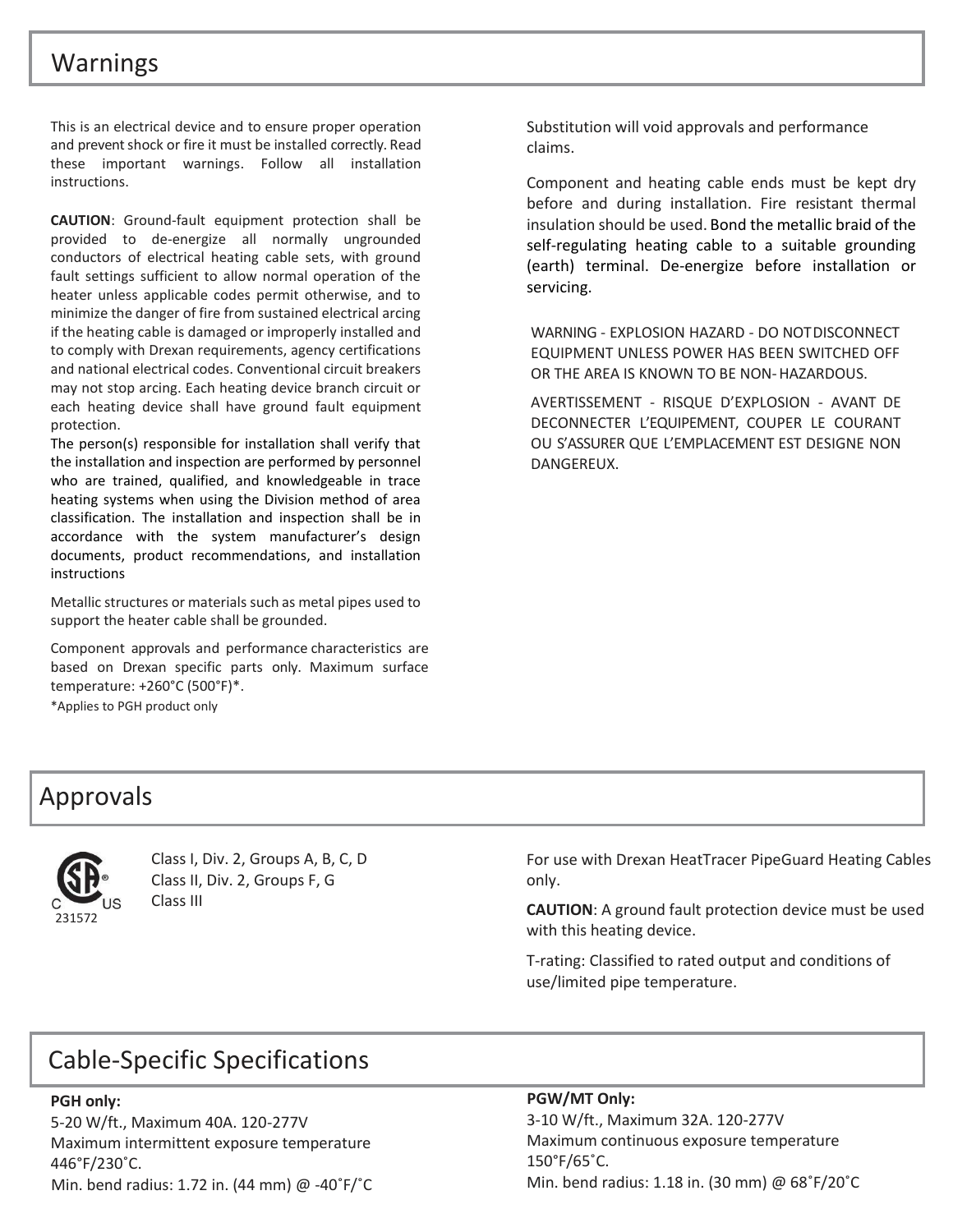## Warnings

This is an electrical device and to ensure proper operation and prevent shock or fire it must be installed correctly. Read these important warnings. Follow all installation instructions.

**CAUTION**: Ground-fault equipment protection shall be provided to de-energize all normally ungrounded conductors of electrical heating cable sets, with ground fault settings sufficient to allow normal operation of the heater unless applicable codes permit otherwise, and to minimize the danger of fire from sustained electrical arcing if the heating cable is damaged or improperly installed and to comply with Drexan requirements, agency certifications and national electrical codes. Conventional circuit breakers may not stop arcing. Each heating device branch circuit or each heating device shall have ground fault equipment protection.

The person(s) responsible for installation shall verify that the installation and inspection are performed by personnel who are trained, qualified, and knowledgeable in trace heating systems when using the Division method of area classification. The installation and inspection shall be in accordance with the system manufacturer's design documents, product recommendations, and installation instructions

Metallic structures or materials such as metal pipes used to support the heater cable shall be grounded.

Component approvals and performance characteristics are based on Drexan specific parts only. Maximum surface temperature: +260°C (500°F)*.

*Applies to PGH product only

Substitution will void approvals and performance claims.

Component and heating cable ends must be kept dry before and during installation. Fire resistant thermal insulation should be used. Bond the metallic braid of the self-regulating heating cable to a suitable grounding (earth) terminal. De-energize before installation or servicing.

WARNING - EXPLOSION HAZARD - DO NOT DISCONNECT EQUIPMENT UNLESS POWER HAS BEEN SWITCHED OFF OR THE AREA IS KNOWN TO BE NON-HAZARDOUS.

AVERTISSEMENT - RISQUE D'EXPLOSION - AVANT DE DECONNECTER L'EQUIPEMENT, COUPER LE COURANT OU S'ASSURER QUE L'EMPLACEMENT EST DESIGNE NON DANGEREUX.

## Approvals

C US 231572

Class I, Div. 2, Groups A, B, C, D
Class II, Div. 2, Groups F, G
Class III

For use with Drexan HeatTracer PipeGuard Heating Cables only.

**CAUTION**: A ground fault protection device must be used with this heating device.

T-rating: Classified to rated output and conditions of use/limited pipe temperature.

## Cable-Specific Specifications

**PGH only:**
5-20 W/ft., Maximum 40A. 120-277V
Maximum intermittent exposure temperature 446˚F/230˚C.
Min. bend radius: 1.72 in. (44 mm) @ -40˚F/˚C

**PGW/MT Only:**
3-10 W/ft., Maximum 32A. 120-277V
Maximum continuous exposure temperature 150°F/65˚C.
Min. bend radius: 1.18 in. (30 mm) @ 68˚F/20˚C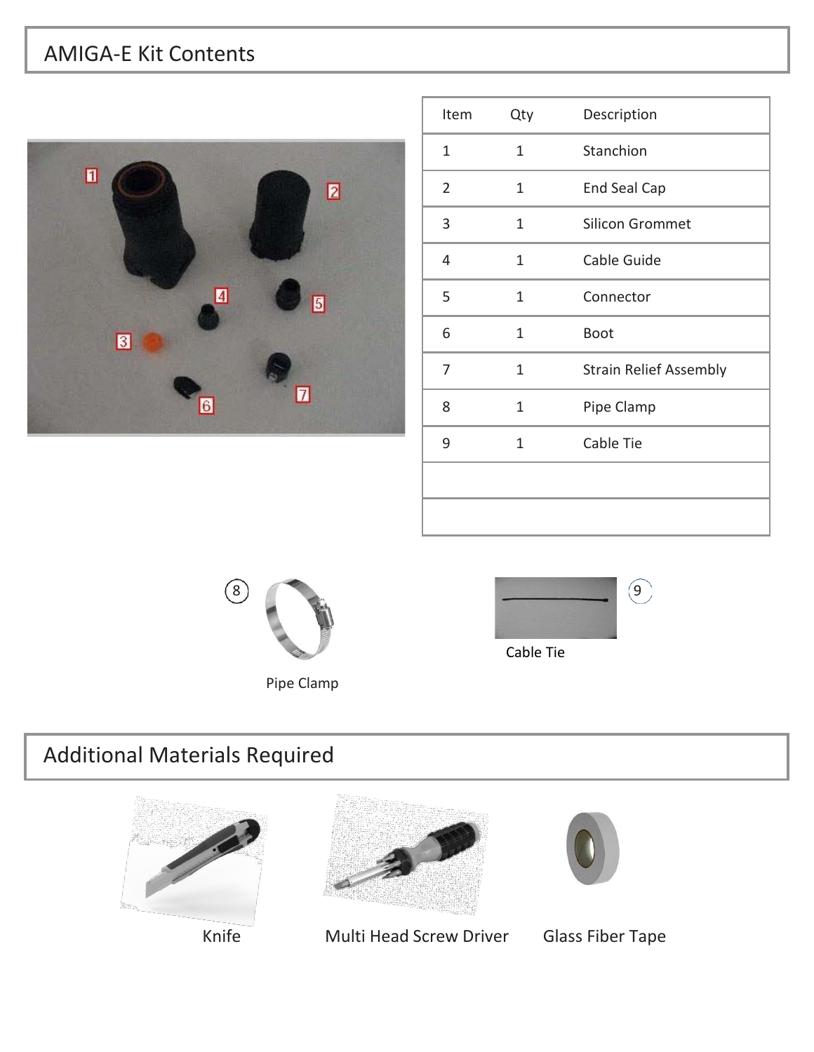## AMIGA-E Kit Contents

| Item | Qty | Description |
|---|---|---|
| 1 | 1 | Stanchion |
| 2 | 1 | End Seal Cap |
| 3 | 1 | Silicon Grommet |
| 4 | 1 | Cable Guide |
| 5 | 1 | Connector |
| 6 | 1 | Boot |
| 7 | 1 | Strain Relief Assembly |
| 8 | 1 | Pipe Clamp |
| 9 | 1 | Cable Tie |
| | | |
| | | |

Pipe Clamp

Cable Tie

## Additional Materials Required

Knife

Multi Head Screw Driver

Glass Fiber Tape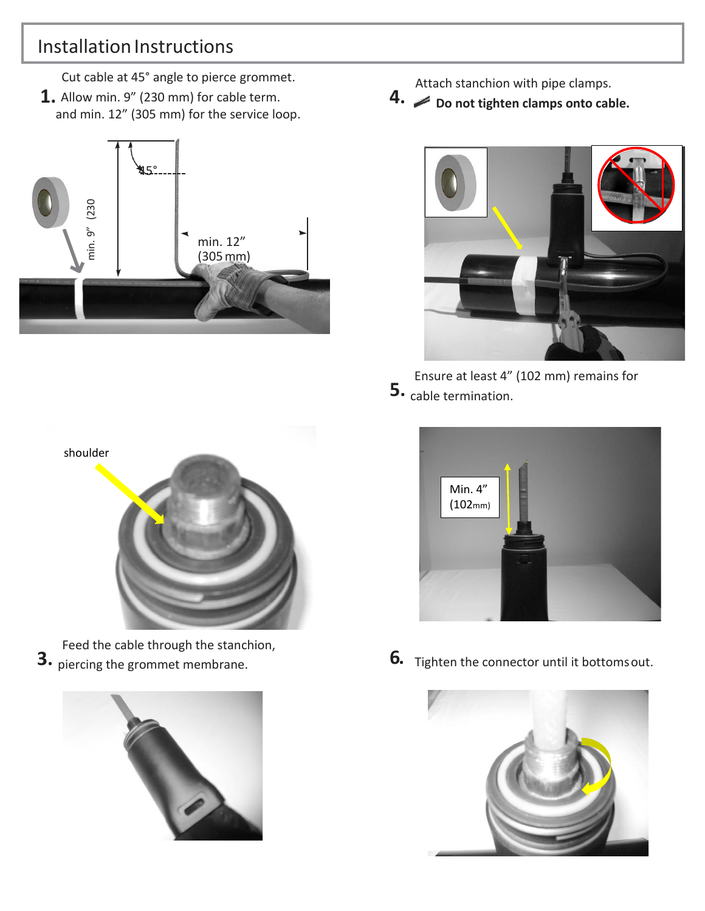## Installation Instructions

**1.** Cut cable at 45° angle to pierce grommet. Allow min. 9" (230 mm) for cable term. and min. 12" (305 mm) for the service loop.

45°

min. 9" (230

min. 12" (305 mm)

shoulder

**3.** Feed the cable through the stanchion, piercing the grommet membrane.

**4.** Attach stanchion with pipe clamps. **Do not tighten clamps onto cable.**

**5.** Ensure at least 4" (102 mm) remains for cable termination.

Min. 4" (102mm)

**6.** Tighten the connector until it bottoms out.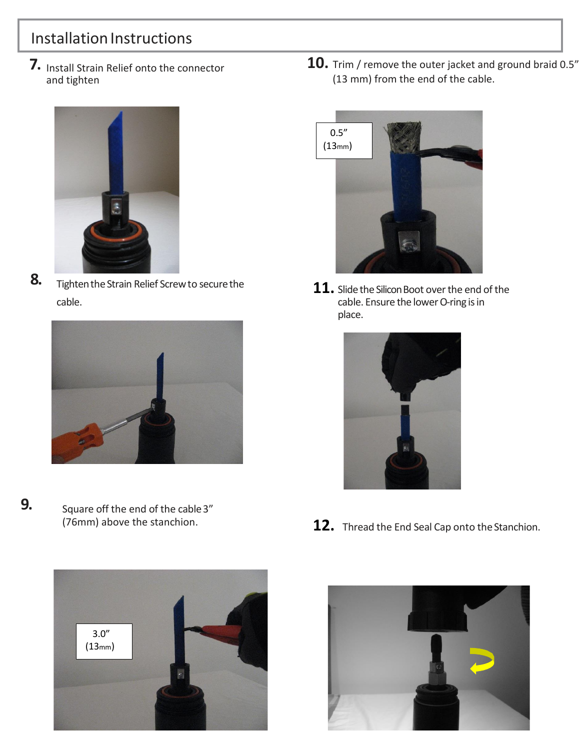## Installation Instructions

**7.** Install Strain Relief onto the connector and tighten

**8.** Tighten the Strain Relief Screw to secure the cable.

**9.** Square off the end of the cable 3” (76mm) above the stanchion.

3.0” (13mm)

**10.** Trim / remove the outer jacket and ground braid 0.5” (13 mm) from the end of the cable.

0.5” (13mm)

**11.** Slide the Silicon Boot over the end of the cable. Ensure the lower O-ring is in place.

**12.** Thread the End Seal Cap onto the Stanchion.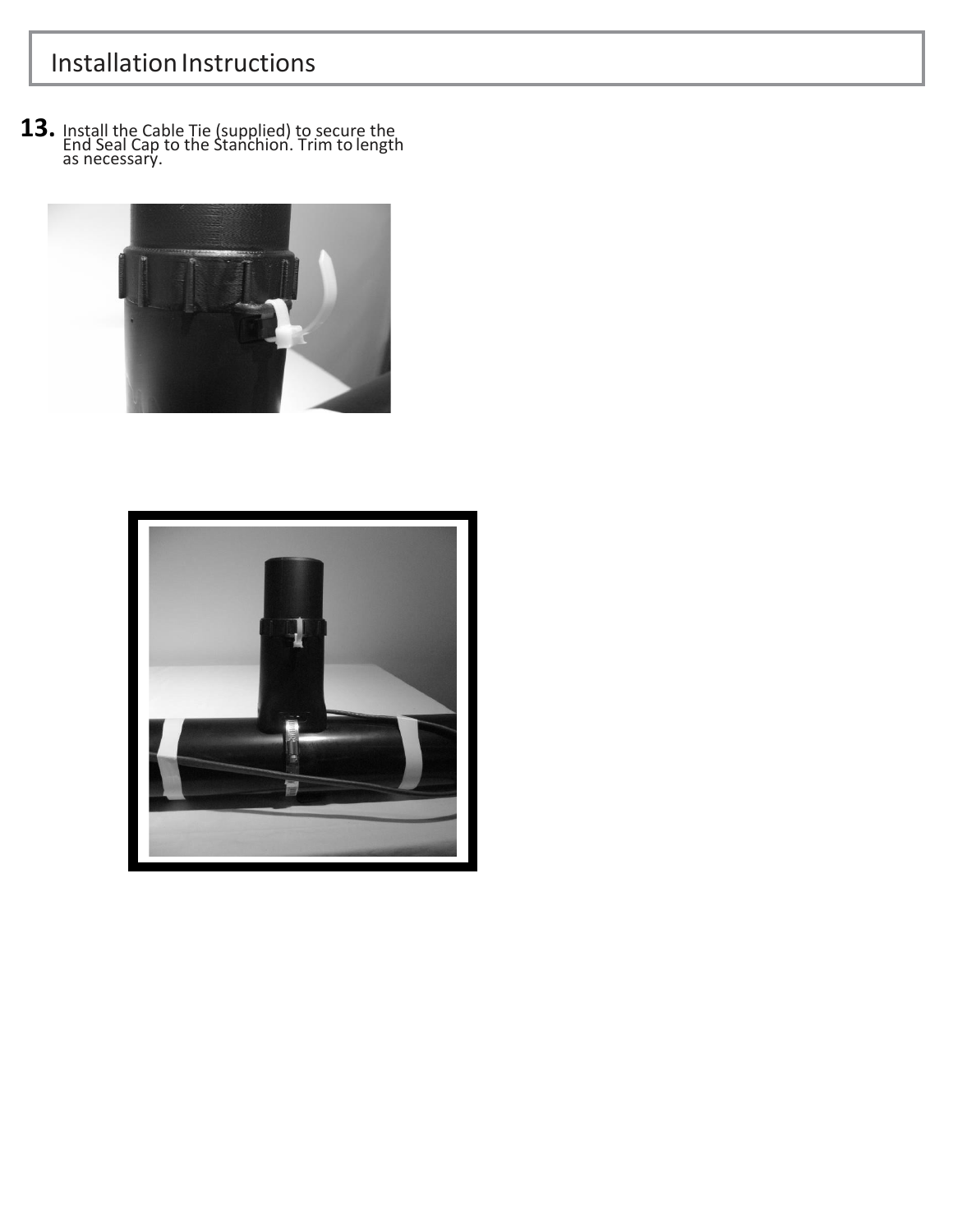# Installation Instructions

**13.** Install the Cable Tie (supplied) to secure the End Seal Cap to the Stanchion. Trim to length as necessary.